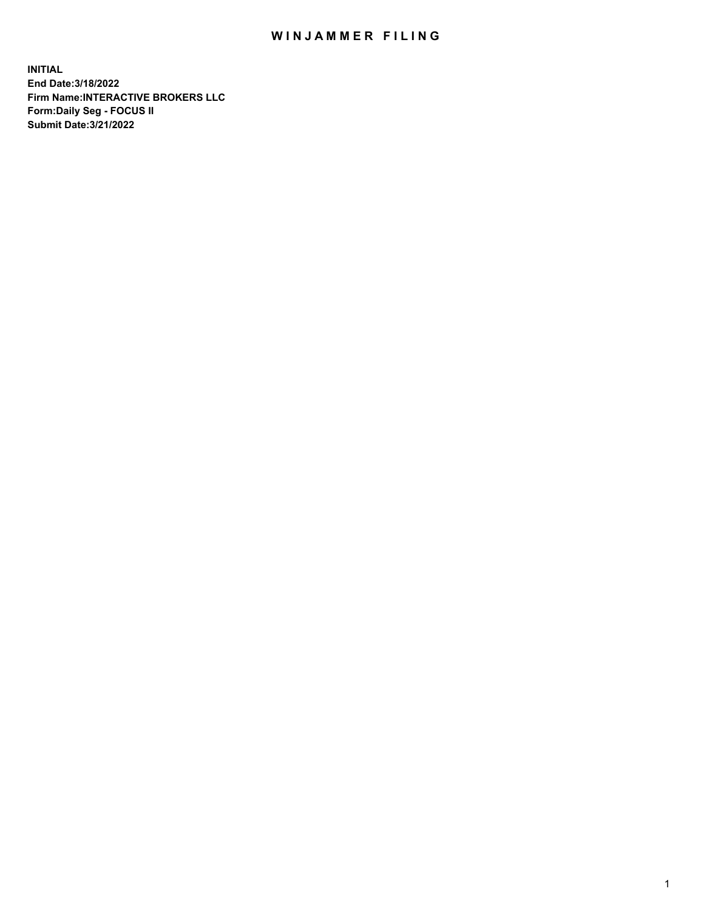# WINJAMMER FILING

**INITIAL**
**End Date:3/18/2022**
**Firm Name:INTERACTIVE BROKERS LLC**
**Form:Daily Seg - FOCUS II**
**Submit Date:3/21/2022**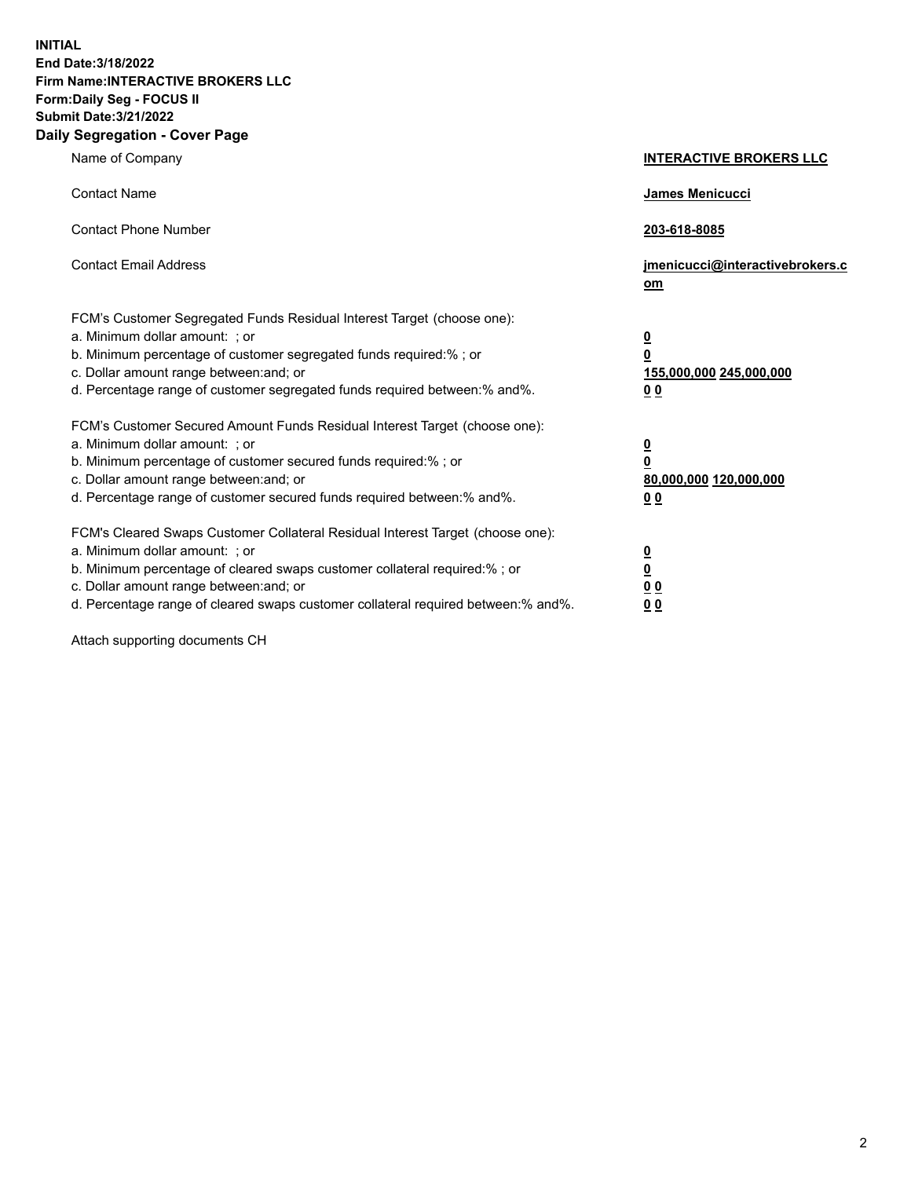**INITIAL**
**End Date:3/18/2022**
**Firm Name:INTERACTIVE BROKERS LLC**
**Form:Daily Seg - FOCUS II**
**Submit Date:3/21/2022**

## Daily Segregation - Cover Page

| | |
|---|---|
| Name of Company | **INTERACTIVE BROKERS LLC** |
| Contact Name | **James Menicucci** |
| Contact Phone Number | **203-618-8085** |
| Contact Email Address | **jmenicucci@interactivebrokers.com** |

FCM's Customer Segregated Funds Residual Interest Target (choose one):

| | |
|---|---|
| a. Minimum dollar amount: ; or | **0** |
| b. Minimum percentage of customer segregated funds required:% ; or | **0** |
| c. Dollar amount range between:and; or | **155,000,000 245,000,000** |
| d. Percentage range of customer segregated funds required between:% and%. | **0 0** |

FCM's Customer Secured Amount Funds Residual Interest Target (choose one):

| | |
|---|---|
| a. Minimum dollar amount: ; or | **0** |
| b. Minimum percentage of customer secured funds required:% ; or | **0** |
| c. Dollar amount range between:and; or | **80,000,000 120,000,000** |
| d. Percentage range of customer secured funds required between:% and%. | **0 0** |

FCM's Cleared Swaps Customer Collateral Residual Interest Target (choose one):

| | |
|---|---|
| a. Minimum dollar amount: ; or | **0** |
| b. Minimum percentage of cleared swaps customer collateral required:% ; or | **0** |
| c. Dollar amount range between:and; or | **0 0** |
| d. Percentage range of cleared swaps customer collateral required between:% and%. | **0 0** |

Attach supporting documents CH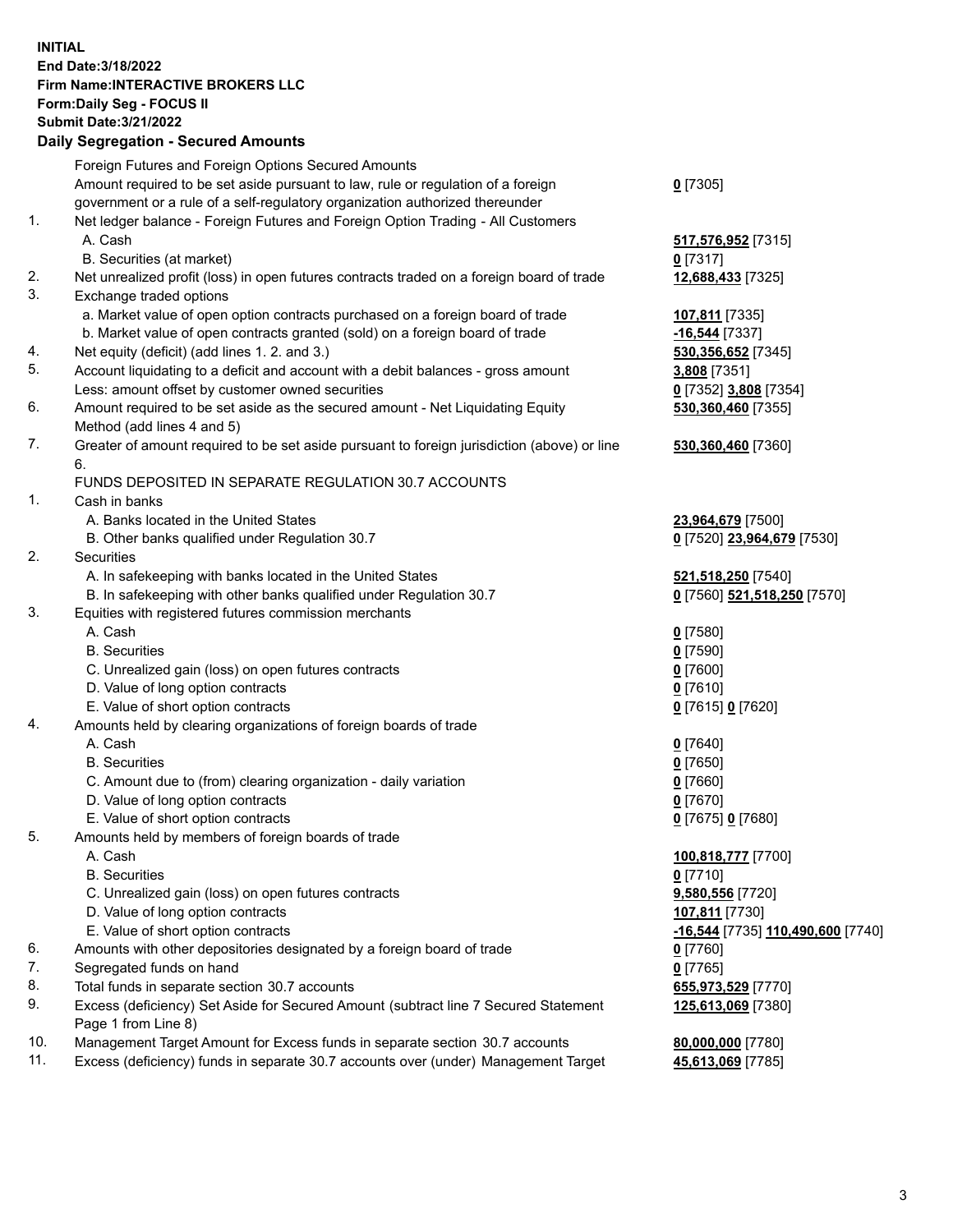**INITIAL**
**End Date:3/18/2022**
**Firm Name:INTERACTIVE BROKERS LLC**
**Form:Daily Seg - FOCUS II**
**Submit Date:3/21/2022**

## Daily Segregation - Secured Amounts

| | | |
|---|---|---|
| | Foreign Futures and Foreign Options Secured Amounts | |
| | Amount required to be set aside pursuant to law, rule or regulation of a foreign government or a rule of a self-regulatory organization authorized thereunder | **0** [7305] |
| 1. | Net ledger balance - Foreign Futures and Foreign Option Trading - All Customers | |
| | A. Cash | **517,576,952** [7315] |
| | B. Securities (at market) | **0** [7317] |
| 2. | Net unrealized profit (loss) in open futures contracts traded on a foreign board of trade | **12,688,433** [7325] |
| 3. | Exchange traded options | |
| | a. Market value of open option contracts purchased on a foreign board of trade | **107,811** [7335] |
| | b. Market value of open contracts granted (sold) on a foreign board of trade | **-16,544** [7337] |
| 4. | Net equity (deficit) (add lines 1. 2. and 3.) | **530,356,652** [7345] |
| 5. | Account liquidating to a deficit and account with a debit balances - gross amount | **3,808** [7351] |
| | Less: amount offset by customer owned securities | **0** [7352] **3,808** [7354] |
| 6. | Amount required to be set aside as the secured amount - Net Liquidating Equity Method (add lines 4 and 5) | **530,360,460** [7355] |
| 7. | Greater of amount required to be set aside pursuant to foreign jurisdiction (above) or line 6. | **530,360,460** [7360] |
| | FUNDS DEPOSITED IN SEPARATE REGULATION 30.7 ACCOUNTS | |
| 1. | Cash in banks | |
| | A. Banks located in the United States | **23,964,679** [7500] |
| | B. Other banks qualified under Regulation 30.7 | **0** [7520] **23,964,679** [7530] |
| 2. | Securities | |
| | A. In safekeeping with banks located in the United States | **521,518,250** [7540] |
| | B. In safekeeping with other banks qualified under Regulation 30.7 | **0** [7560] **521,518,250** [7570] |
| 3. | Equities with registered futures commission merchants | |
| | A. Cash | **0** [7580] |
| | B. Securities | **0** [7590] |
| | C. Unrealized gain (loss) on open futures contracts | **0** [7600] |
| | D. Value of long option contracts | **0** [7610] |
| | E. Value of short option contracts | **0** [7615] **0** [7620] |
| 4. | Amounts held by clearing organizations of foreign boards of trade | |
| | A. Cash | **0** [7640] |
| | B. Securities | **0** [7650] |
| | C. Amount due to (from) clearing organization - daily variation | **0** [7660] |
| | D. Value of long option contracts | **0** [7670] |
| | E. Value of short option contracts | **0** [7675] **0** [7680] |
| 5. | Amounts held by members of foreign boards of trade | |
| | A. Cash | **100,818,777** [7700] |
| | B. Securities | **0** [7710] |
| | C. Unrealized gain (loss) on open futures contracts | **9,580,556** [7720] |
| | D. Value of long option contracts | **107,811** [7730] |
| | E. Value of short option contracts | **-16,544** [7735] **110,490,600** [7740] |
| 6. | Amounts with other depositories designated by a foreign board of trade | **0** [7760] |
| 7. | Segregated funds on hand | **0** [7765] |
| 8. | Total funds in separate section 30.7 accounts | **655,973,529** [7770] |
| 9. | Excess (deficiency) Set Aside for Secured Amount (subtract line 7 Secured Statement Page 1 from Line 8) | **125,613,069** [7380] |
| 10. | Management Target Amount for Excess funds in separate section 30.7 accounts | **80,000,000** [7780] |
| 11. | Excess (deficiency) funds in separate 30.7 accounts over (under) Management Target | **45,613,069** [7785] |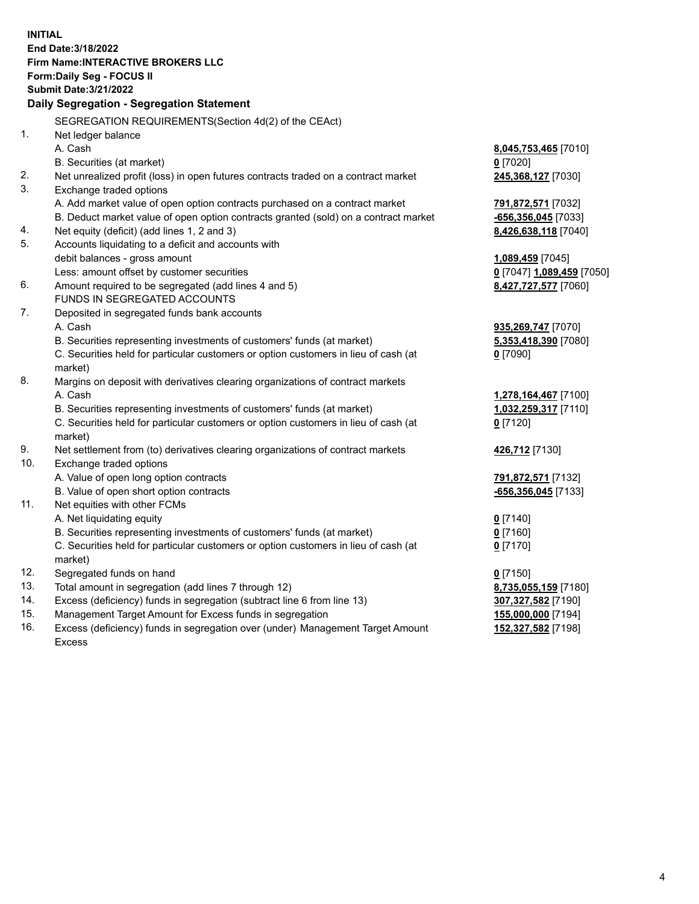**INITIAL**
**End Date:3/18/2022**
**Firm Name:INTERACTIVE BROKERS LLC**
**Form:Daily Seg - FOCUS II**
**Submit Date:3/21/2022**

## Daily Segregation - Segregation Statement

| | | |
|---|---|---|
| | SEGREGATION REQUIREMENTS(Section 4d(2) of the CEAct) | |
| 1. | Net ledger balance | |
| | A. Cash | **8,045,753,465** [7010] |
| | B. Securities (at market) | **0** [7020] |
| 2. | Net unrealized profit (loss) in open futures contracts traded on a contract market | **245,368,127** [7030] |
| 3. | Exchange traded options | |
| | A. Add market value of open option contracts purchased on a contract market | **791,872,571** [7032] |
| | B. Deduct market value of open option contracts granted (sold) on a contract market | **-656,356,045** [7033] |
| 4. | Net equity (deficit) (add lines 1, 2 and 3) | **8,426,638,118** [7040] |
| 5. | Accounts liquidating to a deficit and accounts with debit balances - gross amount | **1,089,459** [7045] |
| | Less: amount offset by customer securities | **0** [7047] **1,089,459** [7050] |
| 6. | Amount required to be segregated (add lines 4 and 5) | **8,427,727,577** [7060] |
| | FUNDS IN SEGREGATED ACCOUNTS | |
| 7. | Deposited in segregated funds bank accounts | |
| | A. Cash | **935,269,747** [7070] |
| | B. Securities representing investments of customers' funds (at market) | **5,353,418,390** [7080] |
| | C. Securities held for particular customers or option customers in lieu of cash (at market) | **0** [7090] |
| 8. | Margins on deposit with derivatives clearing organizations of contract markets | |
| | A. Cash | **1,278,164,467** [7100] |
| | B. Securities representing investments of customers' funds (at market) | **1,032,259,317** [7110] |
| | C. Securities held for particular customers or option customers in lieu of cash (at market) | **0** [7120] |
| 9. | Net settlement from (to) derivatives clearing organizations of contract markets | **426,712** [7130] |
| 10. | Exchange traded options | |
| | A. Value of open long option contracts | **791,872,571** [7132] |
| | B. Value of open short option contracts | **-656,356,045** [7133] |
| 11. | Net equities with other FCMs | |
| | A. Net liquidating equity | **0** [7140] |
| | B. Securities representing investments of customers' funds (at market) | **0** [7160] |
| | C. Securities held for particular customers or option customers in lieu of cash (at market) | **0** [7170] |
| 12. | Segregated funds on hand | **0** [7150] |
| 13. | Total amount in segregation (add lines 7 through 12) | **8,735,055,159** [7180] |
| 14. | Excess (deficiency) funds in segregation (subtract line 6 from line 13) | **307,327,582** [7190] |
| 15. | Management Target Amount for Excess funds in segregation | **155,000,000** [7194] |
| 16. | Excess (deficiency) funds in segregation over (under) Management Target Amount Excess | **152,327,582** [7198] |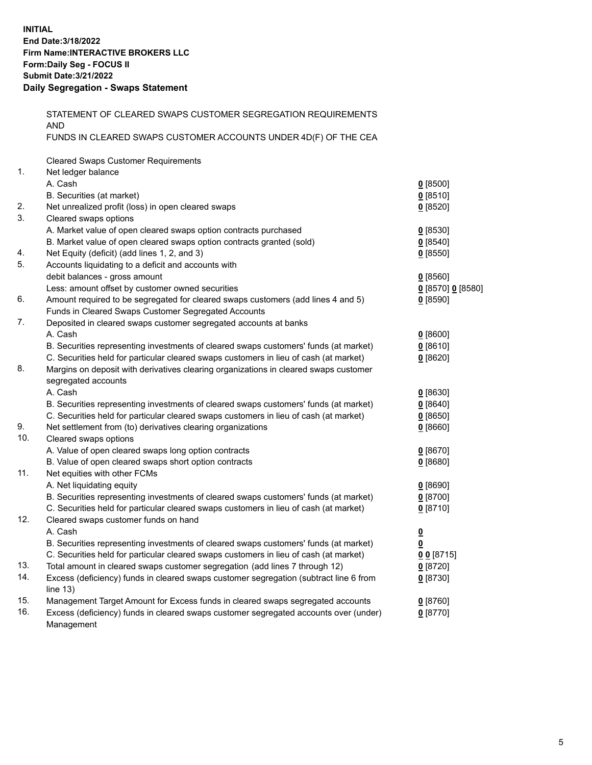**INITIAL**
**End Date:3/18/2022**
**Firm Name:INTERACTIVE BROKERS LLC**
**Form:Daily Seg - FOCUS II**
**Submit Date:3/21/2022**
**Daily Segregation - Swaps Statement**

STATEMENT OF CLEARED SWAPS CUSTOMER SEGREGATION REQUIREMENTS AND
FUNDS IN CLEARED SWAPS CUSTOMER ACCOUNTS UNDER 4D(F) OF THE CEA

| | | |
|---|---|---|
| | Cleared Swaps Customer Requirements | |
| 1. | Net ledger balance | |
| | A. Cash | 0 [8500] |
| | B. Securities (at market) | 0 [8510] |
| 2. | Net unrealized profit (loss) in open cleared swaps | 0 [8520] |
| 3. | Cleared swaps options | |
| | A. Market value of open cleared swaps option contracts purchased | 0 [8530] |
| | B. Market value of open cleared swaps option contracts granted (sold) | 0 [8540] |
| 4. | Net Equity (deficit) (add lines 1, 2, and 3) | 0 [8550] |
| 5. | Accounts liquidating to a deficit and accounts with | |
| | debit balances - gross amount | 0 [8560] |
| | Less: amount offset by customer owned securities | 0 [8570] 0 [8580] |
| 6. | Amount required to be segregated for cleared swaps customers (add lines 4 and 5) | 0 [8590] |
| | Funds in Cleared Swaps Customer Segregated Accounts | |
| 7. | Deposited in cleared swaps customer segregated accounts at banks | |
| | A. Cash | 0 [8600] |
| | B. Securities representing investments of cleared swaps customers' funds (at market) | 0 [8610] |
| | C. Securities held for particular cleared swaps customers in lieu of cash (at market) | 0 [8620] |
| 8. | Margins on deposit with derivatives clearing organizations in cleared swaps customer segregated accounts | |
| | A. Cash | 0 [8630] |
| | B. Securities representing investments of cleared swaps customers' funds (at market) | 0 [8640] |
| | C. Securities held for particular cleared swaps customers in lieu of cash (at market) | 0 [8650] |
| 9. | Net settlement from (to) derivatives clearing organizations | 0 [8660] |
| 10. | Cleared swaps options | |
| | A. Value of open cleared swaps long option contracts | 0 [8670] |
| | B. Value of open cleared swaps short option contracts | 0 [8680] |
| 11. | Net equities with other FCMs | |
| | A. Net liquidating equity | 0 [8690] |
| | B. Securities representing investments of cleared swaps customers' funds (at market) | 0 [8700] |
| | C. Securities held for particular cleared swaps customers in lieu of cash (at market) | 0 [8710] |
| 12. | Cleared swaps customer funds on hand | |
| | A. Cash | 0 |
| | B. Securities representing investments of cleared swaps customers' funds (at market) | 0 |
| | C. Securities held for particular cleared swaps customers in lieu of cash (at market) | 0 0 [8715] |
| 13. | Total amount in cleared swaps customer segregation (add lines 7 through 12) | 0 [8720] |
| 14. | Excess (deficiency) funds in cleared swaps customer segregation (subtract line 6 from line 13) | 0 [8730] |
| 15. | Management Target Amount for Excess funds in cleared swaps segregated accounts | 0 [8760] |
| 16. | Excess (deficiency) funds in cleared swaps customer segregated accounts over (under) Management | 0 [8770] |